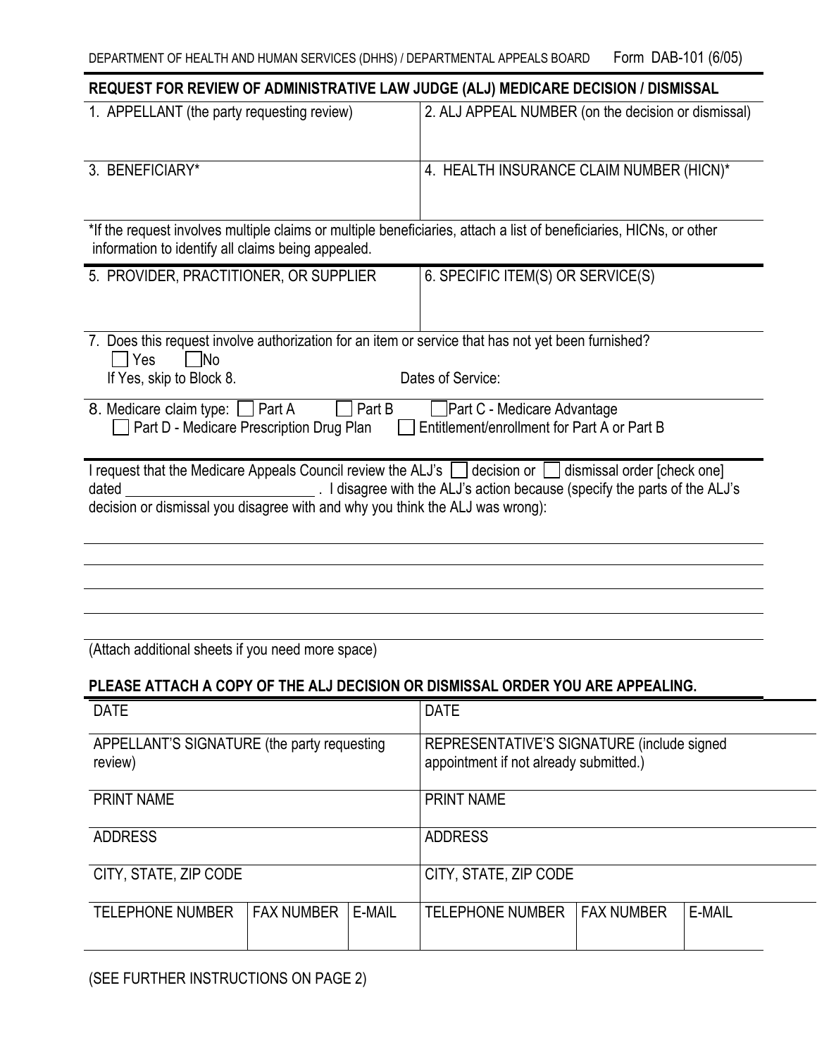DEPARTMENT OF HEALTH AND HUMAN SERVICES (DHHS) / DEPARTMENTAL APPEALS BOARD Form DAB-101 (6/05)

## REQUEST FOR REVIEW OF ADMINISTRATIVE LAW JUDGE (ALJ) MEDICARE DECISION / DISMISSAL

| 1. APPELLANT (the party requesting review) | 2. ALJ APPEAL NUMBER (on the decision or dismissal) |
|---|---|
| | |
| 3. BENEFICIARY* | 4. HEALTH INSURANCE CLAIM NUMBER (HICN)* |
| | |

*If the request involves multiple claims or multiple beneficiaries, attach a list of beneficiaries, HICNs, or other information to identify all claims being appealed.

| 5. PROVIDER, PRACTITIONER, OR SUPPLIER | 6. SPECIFIC ITEM(S) OR SERVICE(S) |
|---|---|
| | |

7. Does this request involve authorization for an item or service that has not yet been furnished?
☐ Yes ☐ No
If Yes, skip to Block 8. Dates of Service:

8. Medicare claim type: ☐ Part A ☐ Part B ☐ Part C - Medicare Advantage
☐ Part D - Medicare Prescription Drug Plan ☐ Entitlement/enrollment for Part A or Part B

I request that the Medicare Appeals Council review the ALJ's ☐ decision or ☐ dismissal order [check one] dated ________________________ . I disagree with the ALJ's action because (specify the parts of the ALJ's decision or dismissal you disagree with and why you think the ALJ was wrong):

______________________________________________________________________

______________________________________________________________________

______________________________________________________________________

______________________________________________________________________

(Attach additional sheets if you need more space)

**PLEASE ATTACH A COPY OF THE ALJ DECISION OR DISMISSAL ORDER YOU ARE APPEALING.**

| DATE | | | DATE | | |
|---|---|---|---|---|---|
| APPELLANT'S SIGNATURE (the party requesting review) | | | REPRESENTATIVE'S SIGNATURE (include signed appointment if not already submitted.) | | |
| PRINT NAME | | | PRINT NAME | | |
| ADDRESS | | | ADDRESS | | |
| CITY, STATE, ZIP CODE | | | CITY, STATE, ZIP CODE | | |
| TELEPHONE NUMBER | FAX NUMBER | E-MAIL | TELEPHONE NUMBER | FAX NUMBER | E-MAIL |

(SEE FURTHER INSTRUCTIONS ON PAGE 2)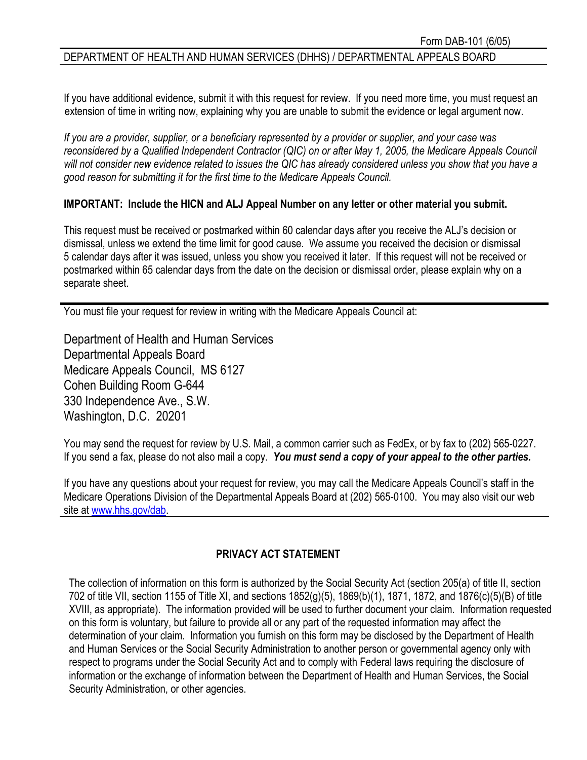Form DAB-101 (6/05)

DEPARTMENT OF HEALTH AND HUMAN SERVICES (DHHS) / DEPARTMENTAL APPEALS BOARD

If you have additional evidence, submit it with this request for review. If you need more time, you must request an extension of time in writing now, explaining why you are unable to submit the evidence or legal argument now.

*If you are a provider, supplier, or a beneficiary represented by a provider or supplier, and your case was reconsidered by a Qualified Independent Contractor (QIC) on or after May 1, 2005, the Medicare Appeals Council will not consider new evidence related to issues the QIC has already considered unless you show that you have a good reason for submitting it for the first time to the Medicare Appeals Council.*

**IMPORTANT: Include the HICN and ALJ Appeal Number on any letter or other material you submit.**

This request must be received or postmarked within 60 calendar days after you receive the ALJ's decision or dismissal, unless we extend the time limit for good cause. We assume you received the decision or dismissal 5 calendar days after it was issued, unless you show you received it later. If this request will not be received or postmarked within 65 calendar days from the date on the decision or dismissal order, please explain why on a separate sheet.

You must file your request for review in writing with the Medicare Appeals Council at:

Department of Health and Human Services
Departmental Appeals Board
Medicare Appeals Council, MS 6127
Cohen Building Room G-644
330 Independence Ave., S.W.
Washington, D.C. 20201

You may send the request for review by U.S. Mail, a common carrier such as FedEx, or by fax to (202) 565-0227. If you send a fax, please do not also mail a copy. ***You must send a copy of your appeal to the other parties.***

If you have any questions about your request for review, you may call the Medicare Appeals Council's staff in the Medicare Operations Division of the Departmental Appeals Board at (202) 565-0100. You may also visit our web site at www.hhs.gov/dab.

## PRIVACY ACT STATEMENT

The collection of information on this form is authorized by the Social Security Act (section 205(a) of title II, section 702 of title VII, section 1155 of Title XI, and sections 1852(g)(5), 1869(b)(1), 1871, 1872, and 1876(c)(5)(B) of title XVIII, as appropriate). The information provided will be used to further document your claim. Information requested on this form is voluntary, but failure to provide all or any part of the requested information may affect the determination of your claim. Information you furnish on this form may be disclosed by the Department of Health and Human Services or the Social Security Administration to another person or governmental agency only with respect to programs under the Social Security Act and to comply with Federal laws requiring the disclosure of information or the exchange of information between the Department of Health and Human Services, the Social Security Administration, or other agencies.